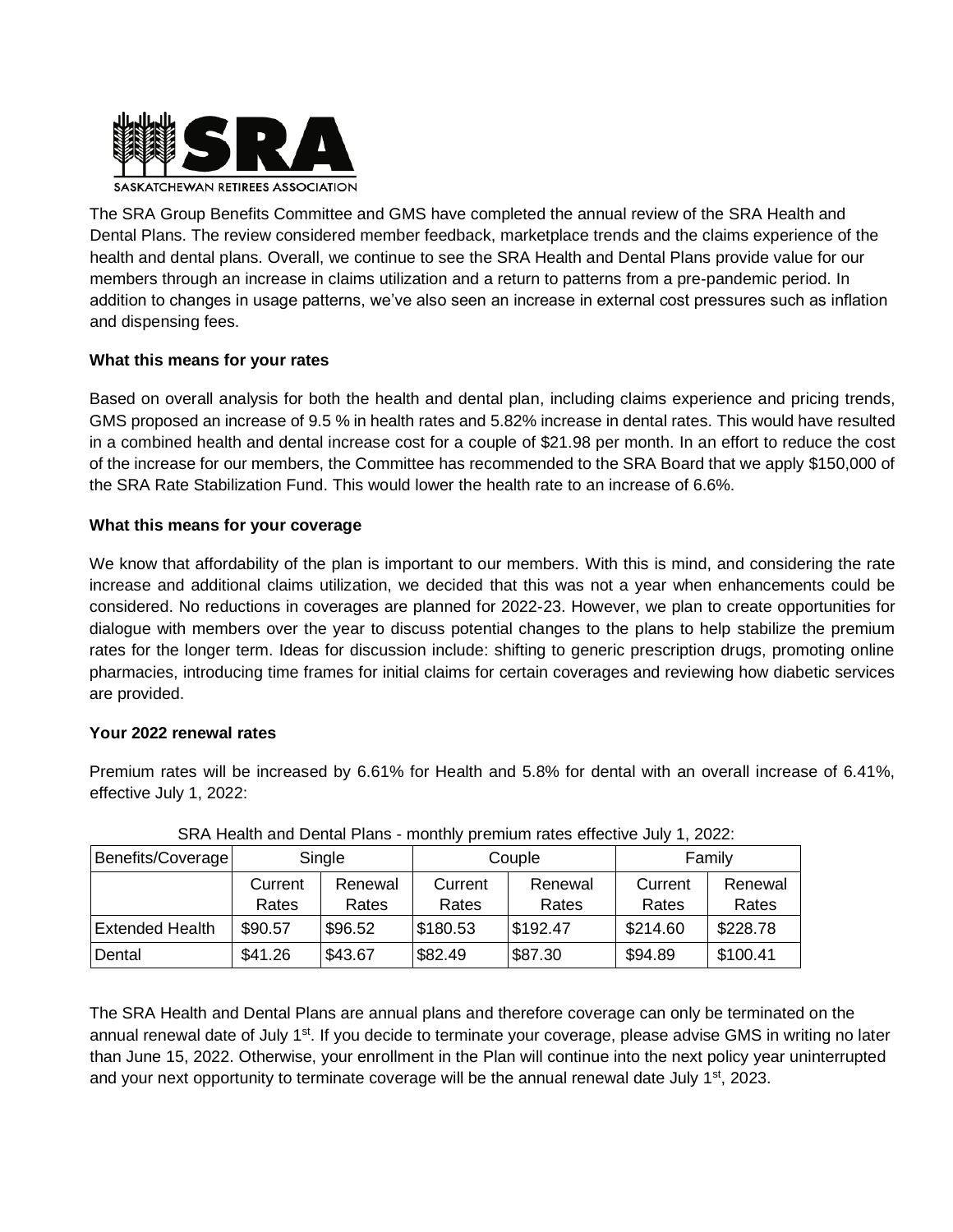SASKATCHEWAN RETIREES ASSOCIATION

The SRA Group Benefits Committee and GMS have completed the annual review of the SRA Health and Dental Plans. The review considered member feedback, marketplace trends and the claims experience of the health and dental plans. Overall, we continue to see the SRA Health and Dental Plans provide value for our members through an increase in claims utilization and a return to patterns from a pre-pandemic period. In addition to changes in usage patterns, we've also seen an increase in external cost pressures such as inflation and dispensing fees.

**What this means for your rates**

Based on overall analysis for both the health and dental plan, including claims experience and pricing trends, GMS proposed an increase of 9.5 % in health rates and 5.82% increase in dental rates. This would have resulted in a combined health and dental increase cost for a couple of $21.98 per month. In an effort to reduce the cost of the increase for our members, the Committee has recommended to the SRA Board that we apply $150,000 of the SRA Rate Stabilization Fund. This would lower the health rate to an increase of 6.6%.

**What this means for your coverage**

We know that affordability of the plan is important to our members. With this is mind, and considering the rate increase and additional claims utilization, we decided that this was not a year when enhancements could be considered. No reductions in coverages are planned for 2022-23. However, we plan to create opportunities for dialogue with members over the year to discuss potential changes to the plans to help stabilize the premium rates for the longer term. Ideas for discussion include: shifting to generic prescription drugs, promoting online pharmacies, introducing time frames for initial claims for certain coverages and reviewing how diabetic services are provided.

**Your 2022 renewal rates**

Premium rates will be increased by 6.61% for Health and 5.8% for dental with an overall increase of 6.41%, effective July 1, 2022:

SRA Health and Dental Plans - monthly premium rates effective July 1, 2022:

| Benefits/Coverage | Single | | Couple | | Family | |
|---|---|---|---|---|---|---|
| | Current Rates | Renewal Rates | Current Rates | Renewal Rates | Current Rates | Renewal Rates |
| Extended Health | $90.57 | $96.52 | $180.53 | $192.47 | $214.60 | $228.78 |
| Dental | $41.26 | $43.67 | $82.49 | $87.30 | $94.89 | $100.41 |

The SRA Health and Dental Plans are annual plans and therefore coverage can only be terminated on the annual renewal date of July 1st. If you decide to terminate your coverage, please advise GMS in writing no later than June 15, 2022. Otherwise, your enrollment in the Plan will continue into the next policy year uninterrupted and your next opportunity to terminate coverage will be the annual renewal date July 1st, 2023.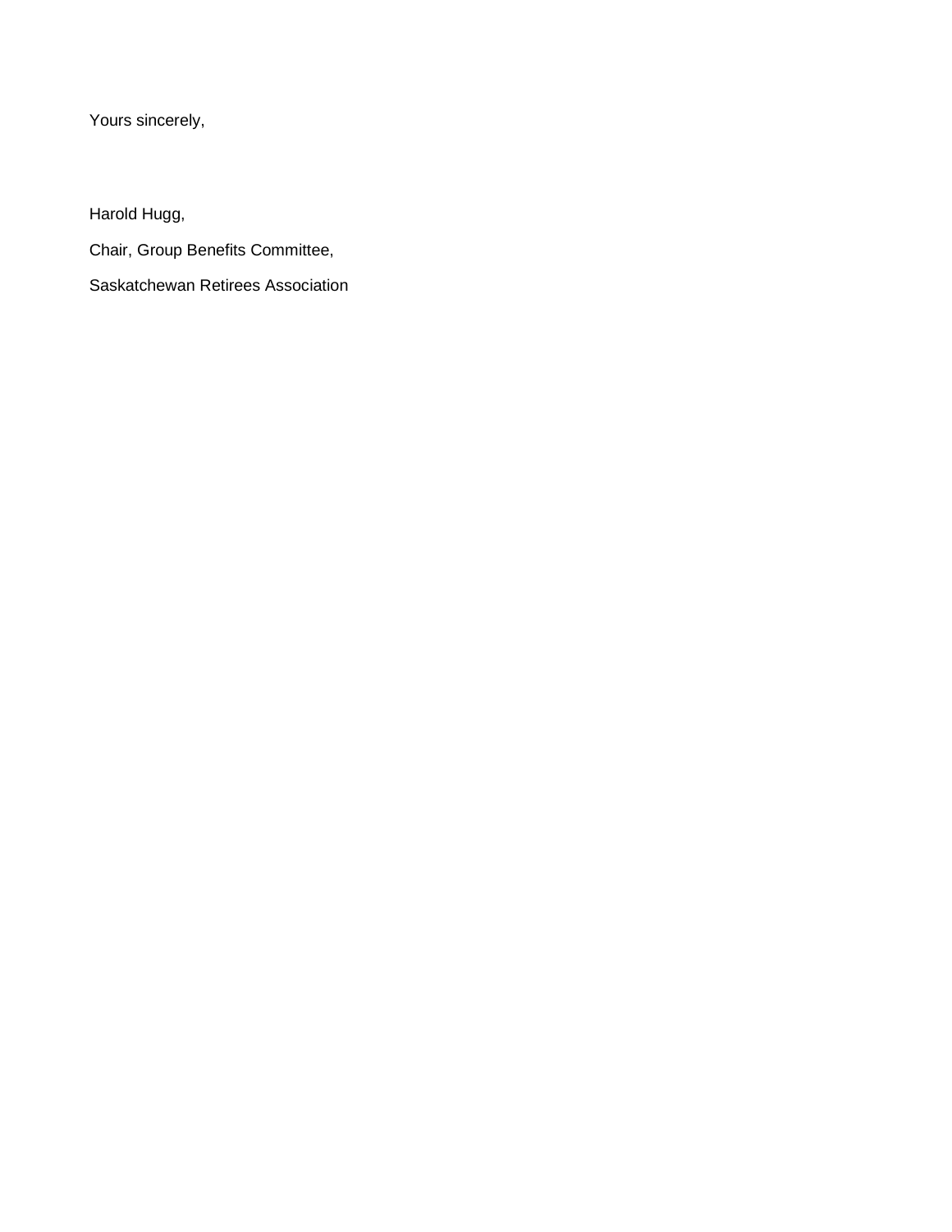Yours sincerely,

Harold Hugg,

Chair, Group Benefits Committee,

Saskatchewan Retirees Association